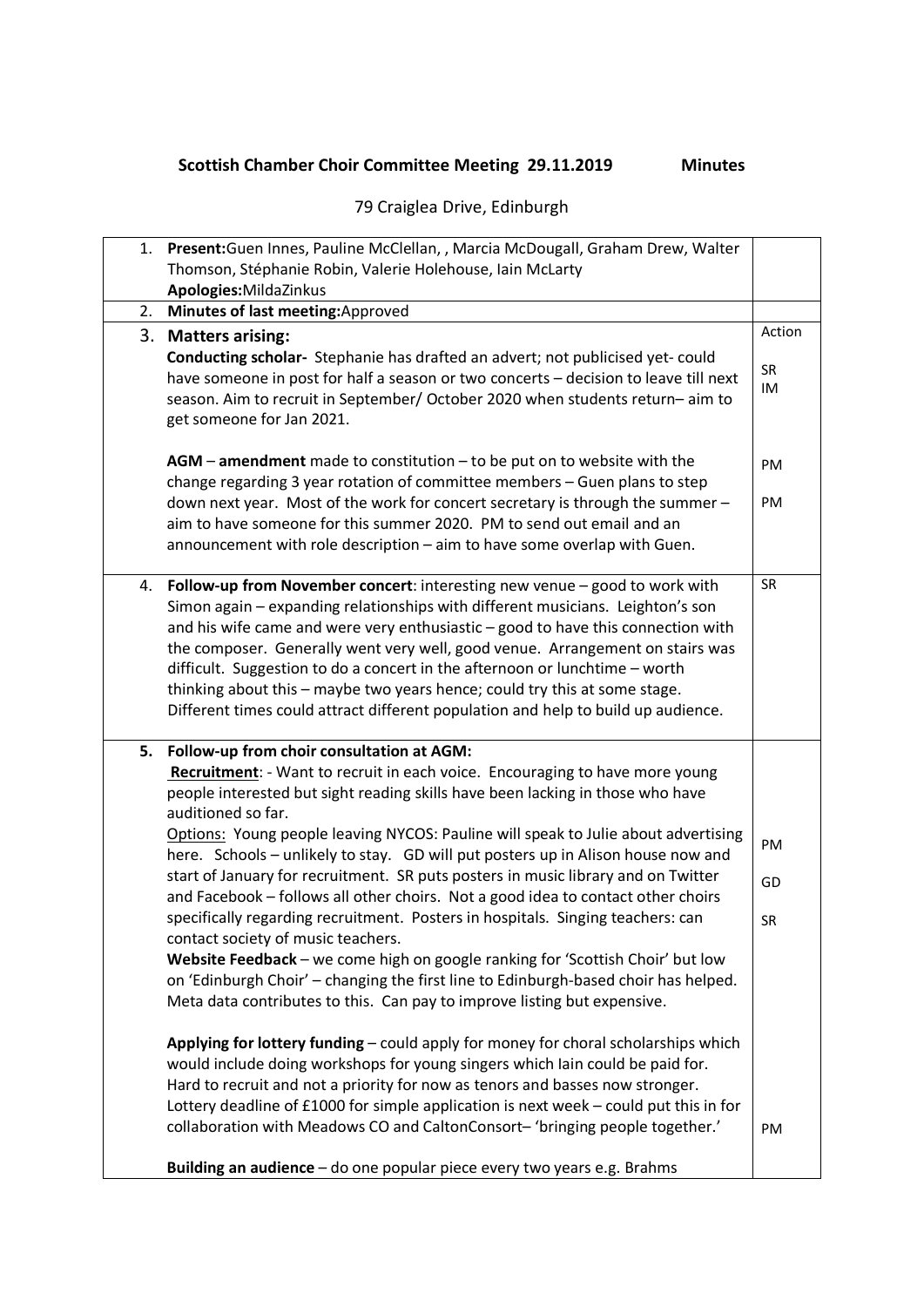**Scottish Chamber Choir Committee Meeting 29.11.2019 Minutes**

79 Craiglea Drive, Edinburgh

| | | |
|---|---|---|
| 1. | **Present:**Guen Innes, Pauline McClellan, , Marcia McDougall, Graham Drew, Walter Thomson, Stéphanie Robin, Valerie Holehouse, Iain McLarty<br>**Apologies:**MildaZinkus | |
| 2. | **Minutes of last meeting:**Approved | |
| 3. | **Matters arising:**<br>**Conducting scholar-** Stephanie has drafted an advert; not publicised yet- could have someone in post for half a season or two concerts – decision to leave till next season. Aim to recruit in September/ October 2020 when students return– aim to get someone for Jan 2021.<br><br>**AGM** – **amendment** made to constitution – to be put on to website with the change regarding 3 year rotation of committee members – Guen plans to step down next year. Most of the work for concert secretary is through the summer – aim to have someone for this summer 2020. PM to send out email and an announcement with role description – aim to have some overlap with Guen. | Action<br><br>SR<br>IM<br><br>PM<br><br>PM |
| 4. | **Follow-up from November concert**: interesting new venue – good to work with Simon again – expanding relationships with different musicians. Leighton's son and his wife came and were very enthusiastic – good to have this connection with the composer. Generally went very well, good venue. Arrangement on stairs was difficult. Suggestion to do a concert in the afternoon or lunchtime – worth thinking about this – maybe two years hence; could try this at some stage. Different times could attract different population and help to build up audience. | SR |
| **5.** | **Follow-up from choir consultation at AGM:**<br>**Recruitment**: - Want to recruit in each voice. Encouraging to have more young people interested but sight reading skills have been lacking in those who have auditioned so far.<br>Options: Young people leaving NYCOS: Pauline will speak to Julie about advertising here. Schools – unlikely to stay. GD will put posters up in Alison house now and start of January for recruitment. SR puts posters in music library and on Twitter and Facebook – follows all other choirs. Not a good idea to contact other choirs specifically regarding recruitment. Posters in hospitals. Singing teachers: can contact society of music teachers.<br>**Website Feedback** – we come high on google ranking for 'Scottish Choir' but low on 'Edinburgh Choir' – changing the first line to Edinburgh-based choir has helped. Meta data contributes to this. Can pay to improve listing but expensive.<br><br>**Applying for lottery funding** – could apply for money for choral scholarships which would include doing workshops for young singers which Iain could be paid for. Hard to recruit and not a priority for now as tenors and basses now stronger. Lottery deadline of £1000 for simple application is next week – could put this in for collaboration with Meadows CO and CaltonConsort– 'bringing people together.'<br><br>**Building an audience** – do one popular piece every two years e.g. Brahms | <br><br><br><br>PM<br><br>GD<br><br>SR<br><br><br><br><br><br><br><br><br><br>PM |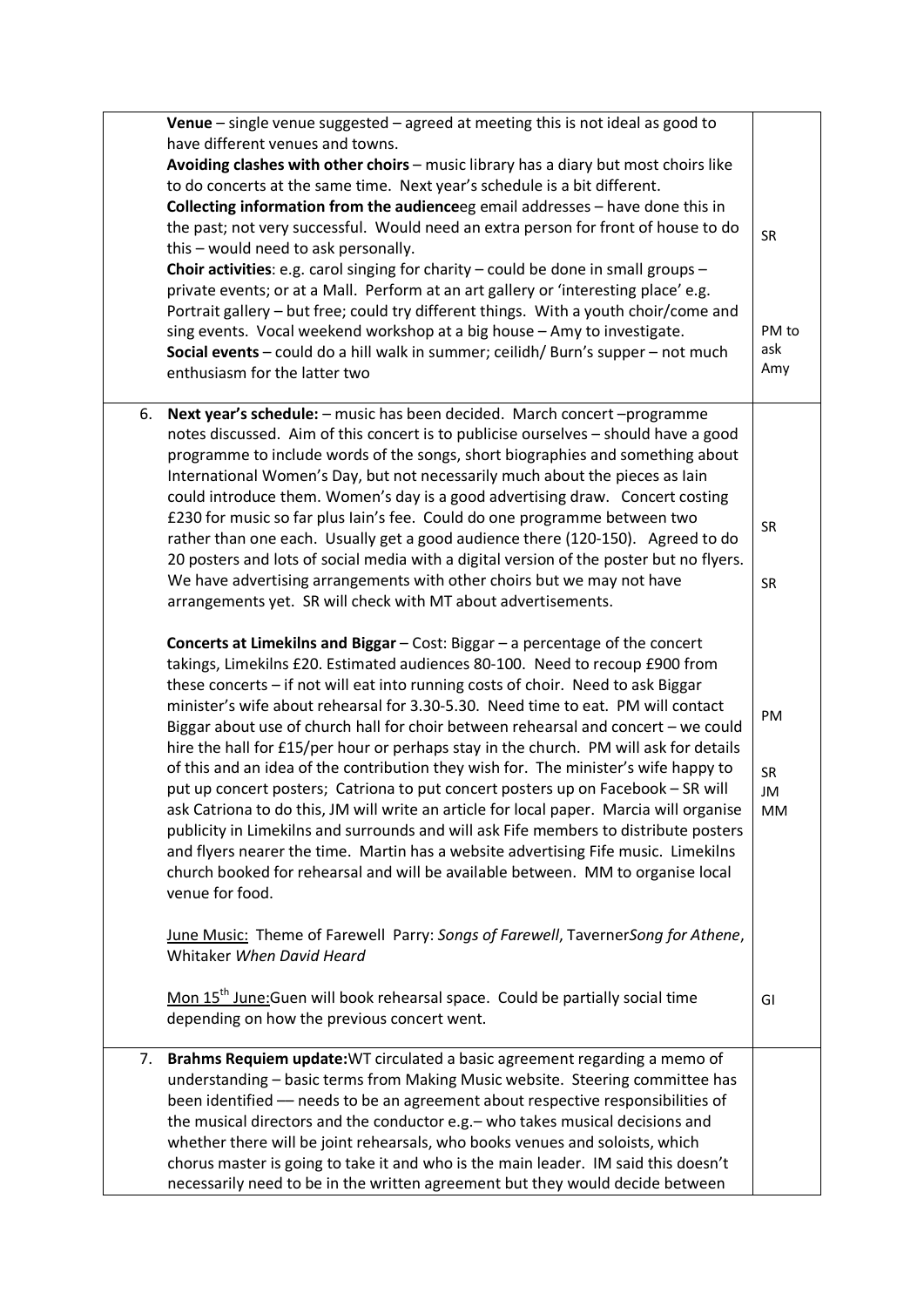| | | |
|---|---|---|
| | **Venue** – single venue suggested – agreed at meeting this is not ideal as good to have different venues and towns.<br>**Avoiding clashes with other choirs** – music library has a diary but most choirs like to do concerts at the same time. Next year's schedule is a bit different.<br>**Collecting information from the audience**eg email addresses – have done this in the past; not very successful. Would need an extra person for front of house to do this – would need to ask personally.<br>**Choir activities**: e.g. carol singing for charity – could be done in small groups – private events; or at a Mall. Perform at an art gallery or 'interesting place' e.g. Portrait gallery – but free; could try different things. With a youth choir/come and sing events. Vocal weekend workshop at a big house – Amy to investigate.<br>**Social events** – could do a hill walk in summer; ceilidh/ Burn's supper – not much enthusiasm for the latter two | SR<br><br>PM to ask Amy |
| 6. | **Next year's schedule:** – music has been decided. March concert –programme notes discussed. Aim of this concert is to publicise ourselves – should have a good programme to include words of the songs, short biographies and something about International Women's Day, but not necessarily much about the pieces as Iain could introduce them. Women's day is a good advertising draw. Concert costing £230 for music so far plus Iain's fee. Could do one programme between two rather than one each. Usually get a good audience there (120-150). Agreed to do 20 posters and lots of social media with a digital version of the poster but no flyers. We have advertising arrangements with other choirs but we may not have arrangements yet. SR will check with MT about advertisements.<br><br>**Concerts at Limekilns and Biggar** – Cost: Biggar – a percentage of the concert takings, Limekilns £20. Estimated audiences 80-100. Need to recoup £900 from these concerts – if not will eat into running costs of choir. Need to ask Biggar minister's wife about rehearsal for 3.30-5.30. Need time to eat. PM will contact Biggar about use of church hall for choir between rehearsal and concert – we could hire the hall for £15/per hour or perhaps stay in the church. PM will ask for details of this and an idea of the contribution they wish for. The minister's wife happy to put up concert posters; Catriona to put concert posters up on Facebook – SR will ask Catriona to do this, JM will write an article for local paper. Marcia will organise publicity in Limekilns and surrounds and will ask Fife members to distribute posters and flyers nearer the time. Martin has a website advertising Fife music. Limekilns church booked for rehearsal and will be available between. MM to organise local venue for food.<br><br>June Music: Theme of Farewell Parry: *Songs of Farewell*, Taverner*Song for Athene*, Whitaker *When David Heard*<br><br>Mon 15th June:Guen will book rehearsal space. Could be partially social time depending on how the previous concert went. | SR<br><br>SR<br><br>PM<br><br>SR<br>JM<br>MM<br><br>GI |
| 7. | **Brahms Requiem update:**WT circulated a basic agreement regarding a memo of understanding – basic terms from Making Music website. Steering committee has been identified — needs to be an agreement about respective responsibilities of the musical directors and the conductor e.g.– who takes musical decisions and whether there will be joint rehearsals, who books venues and soloists, which chorus master is going to take it and who is the main leader. IM said this doesn't necessarily need to be in the written agreement but they would decide between | |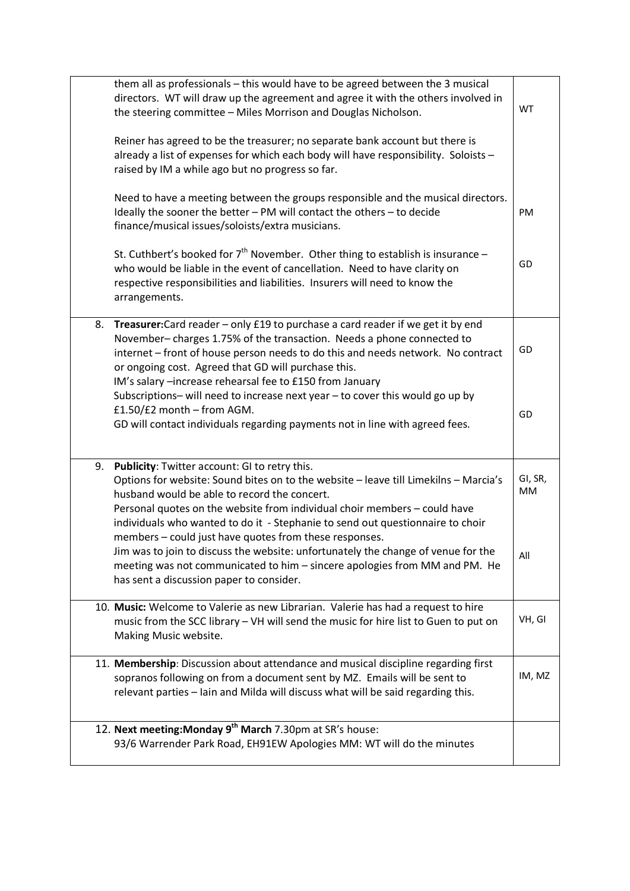| | |
|---|---|
| them all as professionals – this would have to be agreed between the 3 musical directors. WT will draw up the agreement and agree it with the others involved in the steering committee – Miles Morrison and Douglas Nicholson.<br><br>Reiner has agreed to be the treasurer; no separate bank account but there is already a list of expenses for which each body will have responsibility. Soloists – raised by IM a while ago but no progress so far.<br><br>Need to have a meeting between the groups responsible and the musical directors. Ideally the sooner the better – PM will contact the others – to decide finance/musical issues/soloists/extra musicians.<br><br>St. Cuthbert's booked for 7th November. Other thing to establish is insurance – who would be liable in the event of cancellation. Need to have clarity on respective responsibilities and liabilities. Insurers will need to know the arrangements. | WT<br><br><br><br>PM<br><br>GD |
| 8. **Treasurer:** Card reader – only £19 to purchase a card reader if we get it by end November– charges 1.75% of the transaction. Needs a phone connected to internet – front of house person needs to do this and needs network. No contract or ongoing cost. Agreed that GD will purchase this.<br>IM's salary –increase rehearsal fee to £150 from January<br>Subscriptions– will need to increase next year – to cover this would go up by £1.50/£2 month – from AGM.<br>GD will contact individuals regarding payments not in line with agreed fees. | GD<br><br><br>GD |
| 9. **Publicity**: Twitter account: GI to retry this.<br>Options for website: Sound bites on to the website – leave till Limekilns – Marcia's husband would be able to record the concert.<br>Personal quotes on the website from individual choir members – could have individuals who wanted to do it - Stephanie to send out questionnaire to choir members – could just have quotes from these responses.<br>Jim was to join to discuss the website: unfortunately the change of venue for the meeting was not communicated to him – sincere apologies from MM and PM. He has sent a discussion paper to consider. | GI, SR, MM<br><br><br>All |
| 10. **Music:** Welcome to Valerie as new Librarian. Valerie has had a request to hire music from the SCC library – VH will send the music for hire list to Guen to put on Making Music website. | VH, GI |
| 11. **Membership**: Discussion about attendance and musical discipline regarding first sopranos following on from a document sent by MZ. Emails will be sent to relevant parties – Iain and Milda will discuss what will be said regarding this. | IM, MZ |
| 12. **Next meeting:Monday 9th March** 7.30pm at SR's house:<br>93/6 Warrender Park Road, EH91EW Apologies MM: WT will do the minutes | |